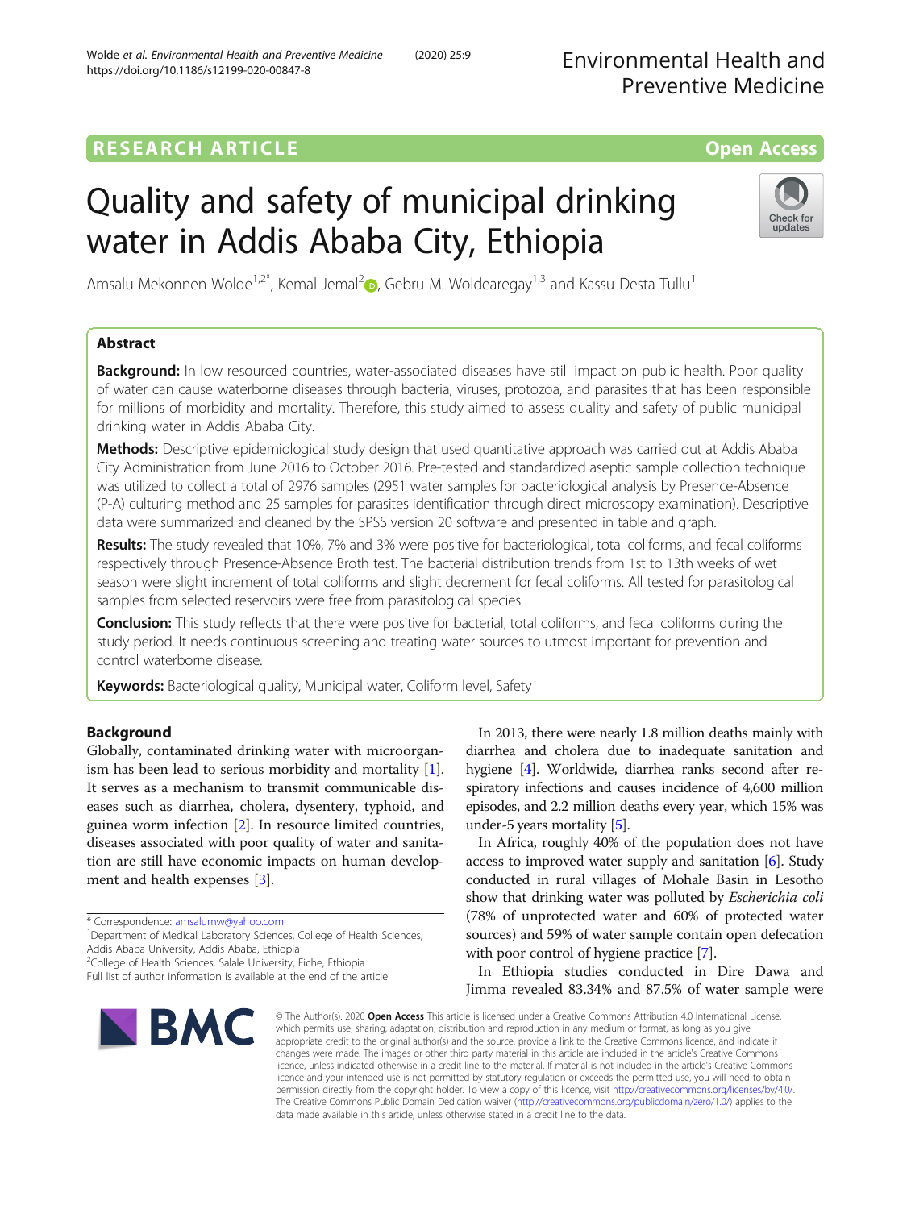RESEARCH ARTICLE

Open Access

# Quality and safety of municipal drinking water in Addis Ababa City, Ethiopia

Amsalu Mekonnen Wolde[1,2*], Kemal Jemal[2], Gebru M. Woldearegay[1,3] and Kassu Desta Tullu[1]

## Abstract

**Background:** In low resourced countries, water-associated diseases have still impact on public health. Poor quality of water can cause waterborne diseases through bacteria, viruses, protozoa, and parasites that has been responsible for millions of morbidity and mortality. Therefore, this study aimed to assess quality and safety of public municipal drinking water in Addis Ababa City.

**Methods:** Descriptive epidemiological study design that used quantitative approach was carried out at Addis Ababa City Administration from June 2016 to October 2016. Pre-tested and standardized aseptic sample collection technique was utilized to collect a total of 2976 samples (2951 water samples for bacteriological analysis by Presence-Absence (P-A) culturing method and 25 samples for parasites identification through direct microscopy examination). Descriptive data were summarized and cleaned by the SPSS version 20 software and presented in table and graph.

**Results:** The study revealed that 10%, 7% and 3% were positive for bacteriological, total coliforms, and fecal coliforms respectively through Presence-Absence Broth test. The bacterial distribution trends from 1st to 13th weeks of wet season were slight increment of total coliforms and slight decrement for fecal coliforms. All tested for parasitological samples from selected reservoirs were free from parasitological species.

**Conclusion:** This study reflects that there were positive for bacterial, total coliforms, and fecal coliforms during the study period. It needs continuous screening and treating water sources to utmost important for prevention and control waterborne disease.

**Keywords:** Bacteriological quality, Municipal water, Coliform level, Safety

## Background

Globally, contaminated drinking water with microorganism has been lead to serious morbidity and mortality [1]. It serves as a mechanism to transmit communicable diseases such as diarrhea, cholera, dysentery, typhoid, and guinea worm infection [2]. In resource limited countries, diseases associated with poor quality of water and sanitation are still have economic impacts on human development and health expenses [3].

In 2013, there were nearly 1.8 million deaths mainly with diarrhea and cholera due to inadequate sanitation and hygiene [4]. Worldwide, diarrhea ranks second after respiratory infections and causes incidence of 4,600 million episodes, and 2.2 million deaths every year, which 15% was under-5 years mortality [5].

In Africa, roughly 40% of the population does not have access to improved water supply and sanitation [6]. Study conducted in rural villages of Mohale Basin in Lesotho show that drinking water was polluted by *Escherichia coli* (78% of unprotected water and 60% of protected water sources) and 59% of water sample contain open defecation with poor control of hygiene practice [7].

In Ethiopia studies conducted in Dire Dawa and Jimma revealed 83.34% and 87.5% of water sample were

* Correspondence: amsalumw@yahoo.com
[1]Department of Medical Laboratory Sciences, College of Health Sciences, Addis Ababa University, Addis Ababa, Ethiopia
[2]College of Health Sciences, Salale University, Fiche, Ethiopia
Full list of author information is available at the end of the article

© The Author(s). 2020 **Open Access** This article is licensed under a Creative Commons Attribution 4.0 International License, which permits use, sharing, adaptation, distribution and reproduction in any medium or format, as long as you give appropriate credit to the original author(s) and the source, provide a link to the Creative Commons licence, and indicate if changes were made. The images or other third party material in this article are included in the article's Creative Commons licence, unless indicated otherwise in a credit line to the material. If material is not included in the article's Creative Commons licence and your intended use is not permitted by statutory regulation or exceeds the permitted use, you will need to obtain permission directly from the copyright holder. To view a copy of this licence, visit http://creativecommons.org/licenses/by/4.0/. The Creative Commons Public Domain Dedication waiver (http://creativecommons.org/publicdomain/zero/1.0/) applies to the data made available in this article, unless otherwise stated in a credit line to the data.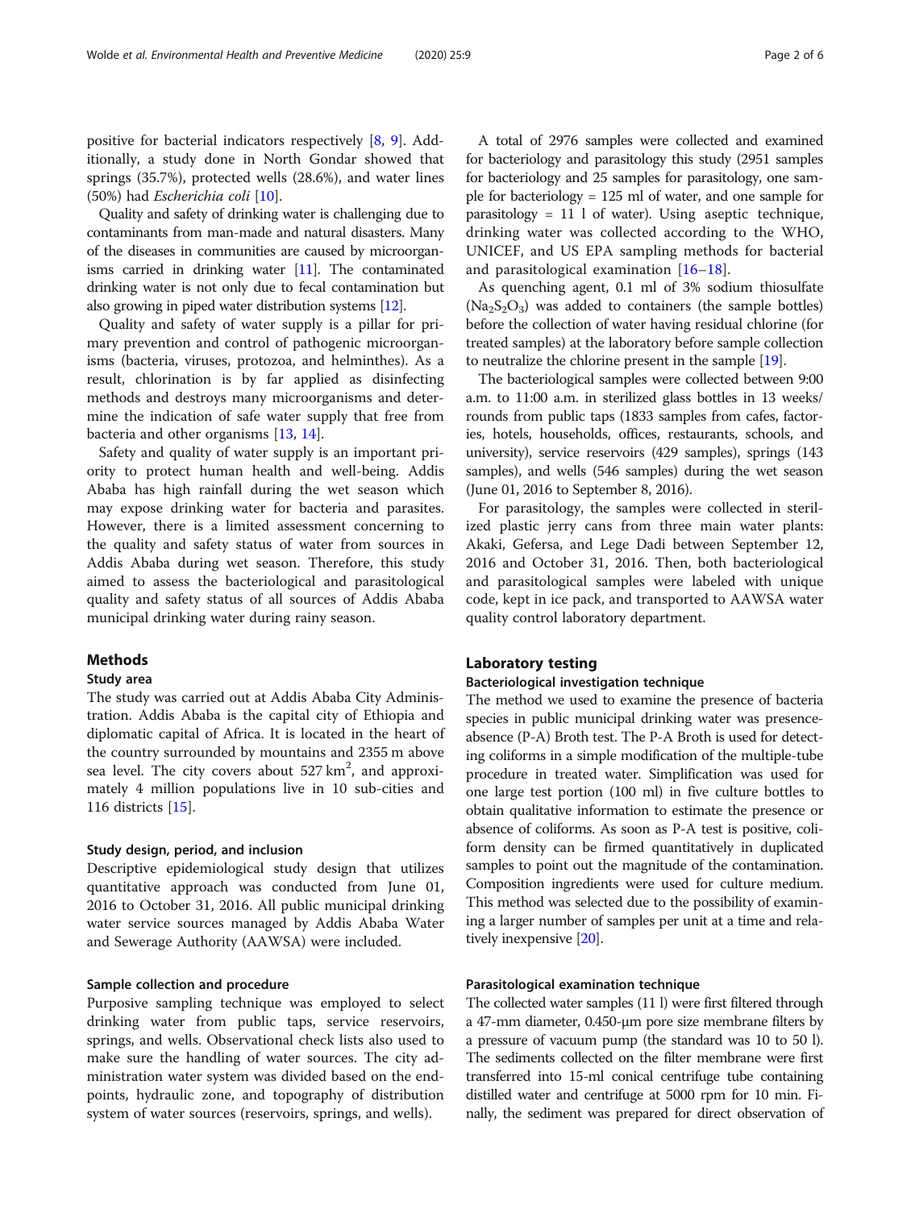positive for bacterial indicators respectively [8, 9]. Additionally, a study done in North Gondar showed that springs (35.7%), protected wells (28.6%), and water lines (50%) had *Escherichia coli* [10].

Quality and safety of drinking water is challenging due to contaminants from man-made and natural disasters. Many of the diseases in communities are caused by microorganisms carried in drinking water [11]. The contaminated drinking water is not only due to fecal contamination but also growing in piped water distribution systems [12].

Quality and safety of water supply is a pillar for primary prevention and control of pathogenic microorganisms (bacteria, viruses, protozoa, and helminthes). As a result, chlorination is by far applied as disinfecting methods and destroys many microorganisms and determine the indication of safe water supply that free from bacteria and other organisms [13, 14].

Safety and quality of water supply is an important priority to protect human health and well-being. Addis Ababa has high rainfall during the wet season which may expose drinking water for bacteria and parasites. However, there is a limited assessment concerning to the quality and safety status of water from sources in Addis Ababa during wet season. Therefore, this study aimed to assess the bacteriological and parasitological quality and safety status of all sources of Addis Ababa municipal drinking water during rainy season.

## Methods

### Study area

The study was carried out at Addis Ababa City Administration. Addis Ababa is the capital city of Ethiopia and diplomatic capital of Africa. It is located in the heart of the country surrounded by mountains and 2355 m above sea level. The city covers about 527 $km^2$, and approximately 4 million populations live in 10 sub-cities and 116 districts [15].

### Study design, period, and inclusion

Descriptive epidemiological study design that utilizes quantitative approach was conducted from June 01, 2016 to October 31, 2016. All public municipal drinking water service sources managed by Addis Ababa Water and Sewerage Authority (AAWSA) were included.

### Sample collection and procedure

Purposive sampling technique was employed to select drinking water from public taps, service reservoirs, springs, and wells. Observational check lists also used to make sure the handling of water sources. The city administration water system was divided based on the endpoints, hydraulic zone, and topography of distribution system of water sources (reservoirs, springs, and wells).

A total of 2976 samples were collected and examined for bacteriology and parasitology this study (2951 samples for bacteriology and 25 samples for parasitology, one sample for bacteriology = 125 ml of water, and one sample for parasitology = 11 l of water). Using aseptic technique, drinking water was collected according to the WHO, UNICEF, and US EPA sampling methods for bacterial and parasitological examination [16–18].

As quenching agent, 0.1 ml of 3% sodium thiosulfate ($Na_2S_2O_3$) was added to containers (the sample bottles) before the collection of water having residual chlorine (for treated samples) at the laboratory before sample collection to neutralize the chlorine present in the sample [19].

The bacteriological samples were collected between 9:00 a.m. to 11:00 a.m. in sterilized glass bottles in 13 weeks/rounds from public taps (1833 samples from cafes, factories, hotels, households, offices, restaurants, schools, and university), service reservoirs (429 samples), springs (143 samples), and wells (546 samples) during the wet season (June 01, 2016 to September 8, 2016).

For parasitology, the samples were collected in sterilized plastic jerry cans from three main water plants: Akaki, Gefersa, and Lege Dadi between September 12, 2016 and October 31, 2016. Then, both bacteriological and parasitological samples were labeled with unique code, kept in ice pack, and transported to AAWSA water quality control laboratory department.

## Laboratory testing

### Bacteriological investigation technique

The method we used to examine the presence of bacteria species in public municipal drinking water was presence-absence (P-A) Broth test. The P-A Broth is used for detecting coliforms in a simple modification of the multiple-tube procedure in treated water. Simplification was used for one large test portion (100 ml) in five culture bottles to obtain qualitative information to estimate the presence or absence of coliforms. As soon as P-A test is positive, coliform density can be firmed quantitatively in duplicated samples to point out the magnitude of the contamination. Composition ingredients were used for culture medium. This method was selected due to the possibility of examining a larger number of samples per unit at a time and relatively inexpensive [20].

### Parasitological examination technique

The collected water samples (11 l) were first filtered through a 47-mm diameter, 0.450-μm pore size membrane filters by a pressure of vacuum pump (the standard was 10 to 50 l). The sediments collected on the filter membrane were first transferred into 15-ml conical centrifuge tube containing distilled water and centrifuge at 5000 rpm for 10 min. Finally, the sediment was prepared for direct observation of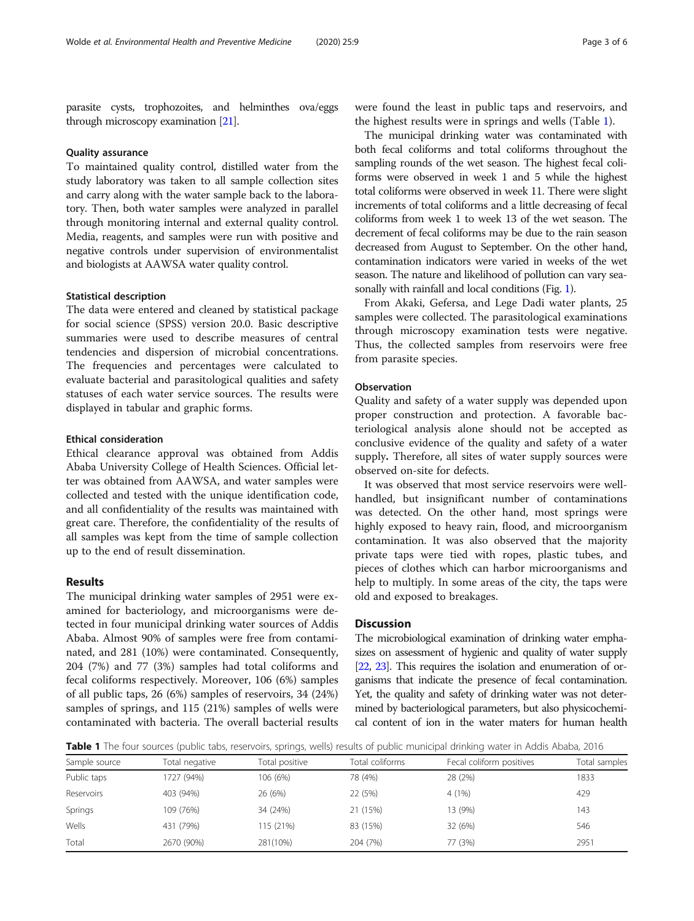parasite cysts, trophozoites, and helminthes ova/eggs through microscopy examination [21].

### Quality assurance

To maintained quality control, distilled water from the study laboratory was taken to all sample collection sites and carry along with the water sample back to the laboratory. Then, both water samples were analyzed in parallel through monitoring internal and external quality control. Media, reagents, and samples were run with positive and negative controls under supervision of environmentalist and biologists at AAWSA water quality control.

### Statistical description

The data were entered and cleaned by statistical package for social science (SPSS) version 20.0. Basic descriptive summaries were used to describe measures of central tendencies and dispersion of microbial concentrations. The frequencies and percentages were calculated to evaluate bacterial and parasitological qualities and safety statuses of each water service sources. The results were displayed in tabular and graphic forms.

### Ethical consideration

Ethical clearance approval was obtained from Addis Ababa University College of Health Sciences. Official letter was obtained from AAWSA, and water samples were collected and tested with the unique identification code, and all confidentiality of the results was maintained with great care. Therefore, the confidentiality of the results of all samples was kept from the time of sample collection up to the end of result dissemination.

## Results

The municipal drinking water samples of 2951 were examined for bacteriology, and microorganisms were detected in four municipal drinking water sources of Addis Ababa. Almost 90% of samples were free from contaminated, and 281 (10%) were contaminated. Consequently, 204 (7%) and 77 (3%) samples had total coliforms and fecal coliforms respectively. Moreover, 106 (6%) samples of all public taps, 26 (6%) samples of reservoirs, 34 (24%) samples of springs, and 115 (21%) samples of wells were contaminated with bacteria. The overall bacterial results were found the least in public taps and reservoirs, and the highest results were in springs and wells (Table 1).

The municipal drinking water was contaminated with both fecal coliforms and total coliforms throughout the sampling rounds of the wet season. The highest fecal coliforms were observed in week 1 and 5 while the highest total coliforms were observed in week 11. There were slight increments of total coliforms and a little decreasing of fecal coliforms from week 1 to week 13 of the wet season. The decrement of fecal coliforms may be due to the rain season decreased from August to September. On the other hand, contamination indicators were varied in weeks of the wet season. The nature and likelihood of pollution can vary seasonally with rainfall and local conditions (Fig. 1).

From Akaki, Gefersa, and Lege Dadi water plants, 25 samples were collected. The parasitological examinations through microscopy examination tests were negative. Thus, the collected samples from reservoirs were free from parasite species.

### Observation

Quality and safety of a water supply was depended upon proper construction and protection. A favorable bacteriological analysis alone should not be accepted as conclusive evidence of the quality and safety of a water supply**.** Therefore, all sites of water supply sources were observed on-site for defects.

It was observed that most service reservoirs were well-handled, but insignificant number of contaminations was detected. On the other hand, most springs were highly exposed to heavy rain, flood, and microorganism contamination. It was also observed that the majority private taps were tied with ropes, plastic tubes, and pieces of clothes which can harbor microorganisms and help to multiply. In some areas of the city, the taps were old and exposed to breakages.

## Discussion

The microbiological examination of drinking water emphasizes on assessment of hygienic and quality of water supply [22, 23]. This requires the isolation and enumeration of organisms that indicate the presence of fecal contamination. Yet, the quality and safety of drinking water was not determined by bacteriological parameters, but also physicochemical content of ion in the water maters for human health

**Table 1** The four sources (public tabs, reservoirs, springs, wells) results of public municipal drinking water in Addis Ababa, 2016

| Sample source | Total negative | Total positive | Total coliforms | Fecal coliform positives | Total samples |
|---|---|---|---|---|---|
| Public taps | 1727 (94%) | 106 (6%) | 78 (4%) | 28 (2%) | 1833 |
| Reservoirs | 403 (94%) | 26 (6%) | 22 (5%) | 4 (1%) | 429 |
| Springs | 109 (76%) | 34 (24%) | 21 (15%) | 13 (9%) | 143 |
| Wells | 431 (79%) | 115 (21%) | 83 (15%) | 32 (6%) | 546 |
| Total | 2670 (90%) | 281(10%) | 204 (7%) | 77 (3%) | 2951 |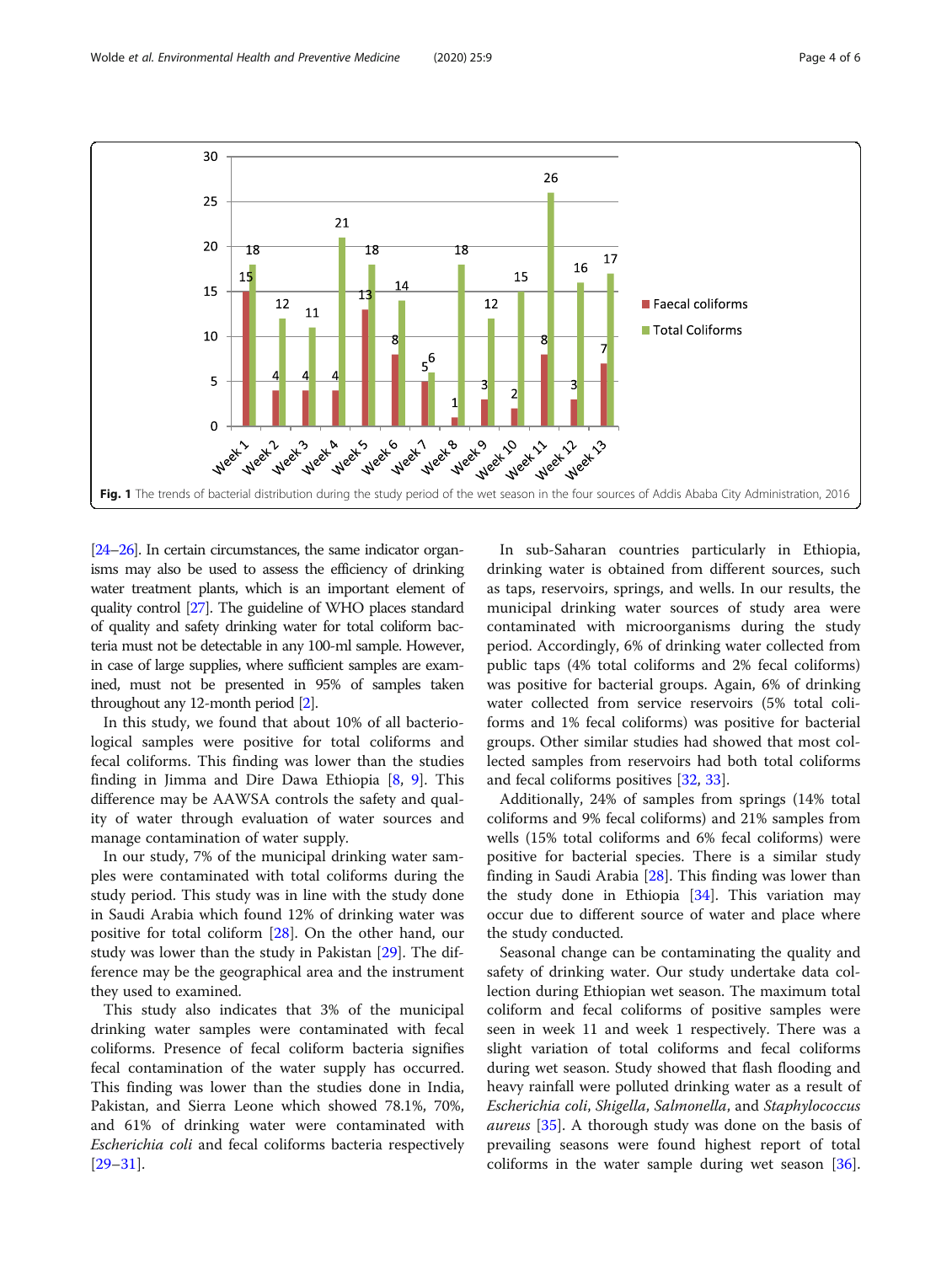30
25
20
15
10
5
0

15 18
4 12
4 11
4 21
13 18
8 14
5 6
1 18
3 12
2 15
8 26
3 16
7 17

Week 1
Week 2
Week 3
Week 4
Week 5
Week 6
Week 7
Week 8
Week 9
Week 10
Week 11
Week 12
Week 13

Faecal coliforms
Total Coliforms

**Fig. 1** The trends of bacterial distribution during the study period of the wet season in the four sources of Addis Ababa City Administration, 2016

[24–26]. In certain circumstances, the same indicator organisms may also be used to assess the efficiency of drinking water treatment plants, which is an important element of quality control [27]. The guideline of WHO places standard of quality and safety drinking water for total coliform bacteria must not be detectable in any 100-ml sample. However, in case of large supplies, where sufficient samples are examined, must not be presented in 95% of samples taken throughout any 12-month period [2].

In this study, we found that about 10% of all bacteriological samples were positive for total coliforms and fecal coliforms. This finding was lower than the studies finding in Jimma and Dire Dawa Ethiopia [8, 9]. This difference may be AAWSA controls the safety and quality of water through evaluation of water sources and manage contamination of water supply.

In our study, 7% of the municipal drinking water samples were contaminated with total coliforms during the study period. This study was in line with the study done in Saudi Arabia which found 12% of drinking water was positive for total coliform [28]. On the other hand, our study was lower than the study in Pakistan [29]. The difference may be the geographical area and the instrument they used to examined.

This study also indicates that 3% of the municipal drinking water samples were contaminated with fecal coliforms. Presence of fecal coliform bacteria signifies fecal contamination of the water supply has occurred. This finding was lower than the studies done in India, Pakistan, and Sierra Leone which showed 78.1%, 70%, and 61% of drinking water were contaminated with *Escherichia coli* and fecal coliforms bacteria respectively [29–31].

In sub-Saharan countries particularly in Ethiopia, drinking water is obtained from different sources, such as taps, reservoirs, springs, and wells. In our results, the municipal drinking water sources of study area were contaminated with microorganisms during the study period. Accordingly, 6% of drinking water collected from public taps (4% total coliforms and 2% fecal coliforms) was positive for bacterial groups. Again, 6% of drinking water collected from service reservoirs (5% total coliforms and 1% fecal coliforms) was positive for bacterial groups. Other similar studies had showed that most collected samples from reservoirs had both total coliforms and fecal coliforms positives [32, 33].

Additionally, 24% of samples from springs (14% total coliforms and 9% fecal coliforms) and 21% samples from wells (15% total coliforms and 6% fecal coliforms) were positive for bacterial species. There is a similar study finding in Saudi Arabia [28]. This finding was lower than the study done in Ethiopia [34]. This variation may occur due to different source of water and place where the study conducted.

Seasonal change can be contaminating the quality and safety of drinking water. Our study undertake data collection during Ethiopian wet season. The maximum total coliform and fecal coliforms of positive samples were seen in week 11 and week 1 respectively. There was a slight variation of total coliforms and fecal coliforms during wet season. Study showed that flash flooding and heavy rainfall were polluted drinking water as a result of *Escherichia coli*, *Shigella*, *Salmonella*, and *Staphylococcus aureus* [35]. A thorough study was done on the basis of prevailing seasons were found highest report of total coliforms in the water sample during wet season [36].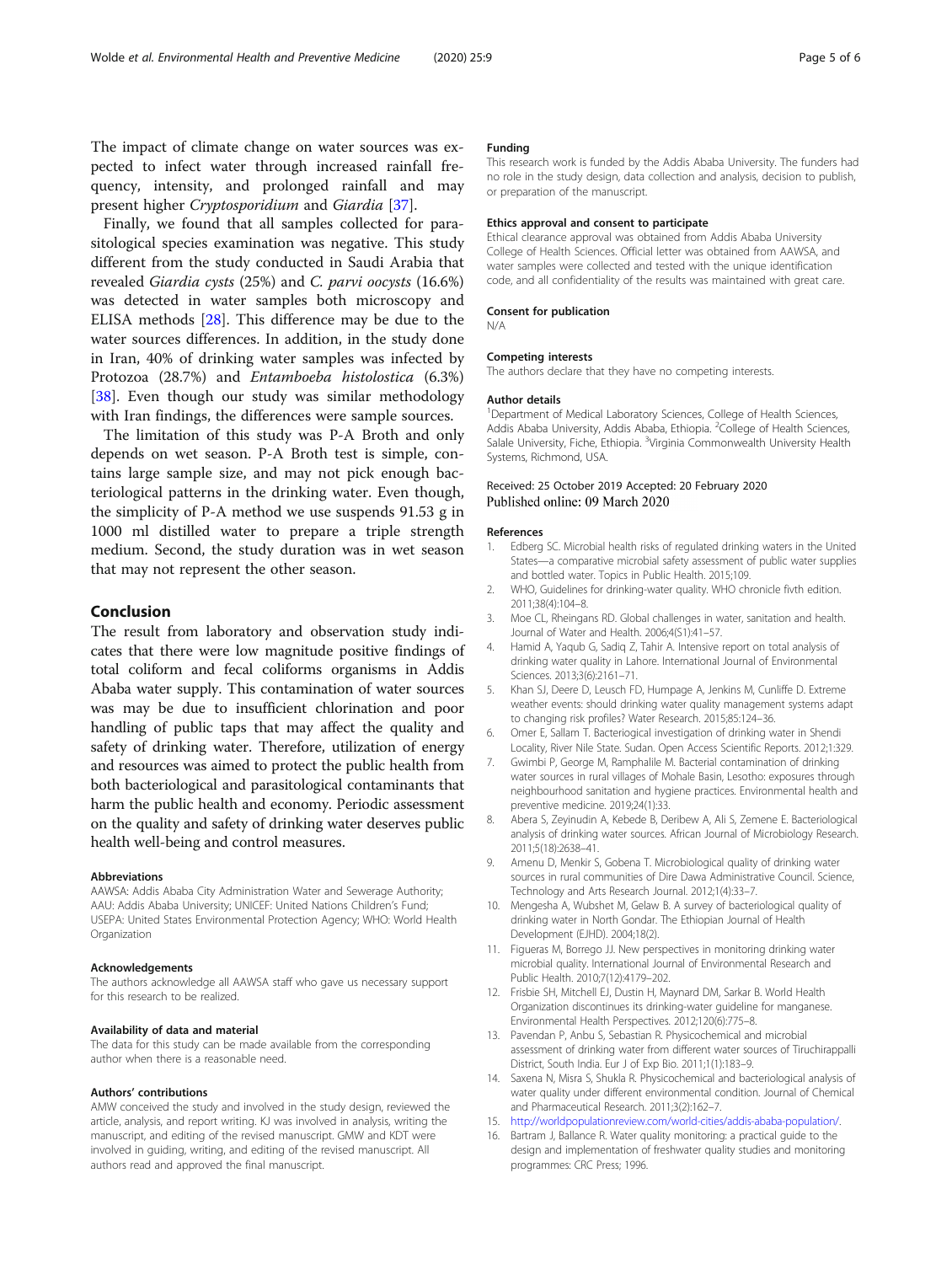The impact of climate change on water sources was expected to infect water through increased rainfall frequency, intensity, and prolonged rainfall and may present higher *Cryptosporidium* and *Giardia* [37].

Finally, we found that all samples collected for parasitological species examination was negative. This study different from the study conducted in Saudi Arabia that revealed *Giardia cysts* (25%) and *C. parvi oocysts* (16.6%) was detected in water samples both microscopy and ELISA methods [28]. This difference may be due to the water sources differences. In addition, in the study done in Iran, 40% of drinking water samples was infected by Protozoa (28.7%) and *Entamboeba histolostica* (6.3%) [38]. Even though our study was similar methodology with Iran findings, the differences were sample sources.

The limitation of this study was P-A Broth and only depends on wet season. P-A Broth test is simple, contains large sample size, and may not pick enough bacteriological patterns in the drinking water. Even though, the simplicity of P-A method we use suspends 91.53 g in 1000 ml distilled water to prepare a triple strength medium. Second, the study duration was in wet season that may not represent the other season.

## Conclusion

The result from laboratory and observation study indicates that there were low magnitude positive findings of total coliform and fecal coliforms organisms in Addis Ababa water supply. This contamination of water sources was may be due to insufficient chlorination and poor handling of public taps that may affect the quality and safety of drinking water. Therefore, utilization of energy and resources was aimed to protect the public health from both bacteriological and parasitological contaminants that harm the public health and economy. Periodic assessment on the quality and safety of drinking water deserves public health well-being and control measures.

#### Abbreviations

AAWSA: Addis Ababa City Administration Water and Sewerage Authority; AAU: Addis Ababa University; UNICEF: United Nations Children's Fund; USEPA: United States Environmental Protection Agency; WHO: World Health Organization

#### Acknowledgements

The authors acknowledge all AAWSA staff who gave us necessary support for this research to be realized.

#### Availability of data and material

The data for this study can be made available from the corresponding author when there is a reasonable need.

#### Authors' contributions

AMW conceived the study and involved in the study design, reviewed the article, analysis, and report writing. KJ was involved in analysis, writing the manuscript, and editing of the revised manuscript. GMW and KDT were involved in guiding, writing, and editing of the revised manuscript. All authors read and approved the final manuscript.

#### Funding

This research work is funded by the Addis Ababa University. The funders had no role in the study design, data collection and analysis, decision to publish, or preparation of the manuscript.

#### Ethics approval and consent to participate

Ethical clearance approval was obtained from Addis Ababa University College of Health Sciences. Official letter was obtained from AAWSA, and water samples were collected and tested with the unique identification code, and all confidentiality of the results was maintained with great care.

#### Consent for publication

N/A

#### Competing interests

The authors declare that they have no competing interests.

#### Author details

[1]Department of Medical Laboratory Sciences, College of Health Sciences, Addis Ababa University, Addis Ababa, Ethiopia. [2]College of Health Sciences, Salale University, Fiche, Ethiopia. [3]Virginia Commonwealth University Health Systems, Richmond, USA.

Received: 25 October 2019 Accepted: 20 February 2020
Published online: 09 March 2020

#### References

1. Edberg SC. Microbial health risks of regulated drinking waters in the United States—a comparative microbial safety assessment of public water supplies and bottled water. Topics in Public Health. 2015;109.
2. WHO, Guidelines for drinking-water quality. WHO chronicle fivth edition. 2011;38(4):104–8.
3. Moe CL, Rheingans RD. Global challenges in water, sanitation and health. Journal of Water and Health. 2006;4(S1):41–57.
4. Hamid A, Yaqub G, Sadiq Z, Tahir A. Intensive report on total analysis of drinking water quality in Lahore. International Journal of Environmental Sciences. 2013;3(6):2161–71.
5. Khan SJ, Deere D, Leusch FD, Humpage A, Jenkins M, Cunliffe D. Extreme weather events: should drinking water quality management systems adapt to changing risk profiles? Water Research. 2015;85:124–36.
6. Omer E, Sallam T. Bacteriological investigation of drinking water in Shendi Locality, River Nile State. Sudan. Open Access Scientific Reports. 2012;1:329.
7. Gwimbi P, George M, Ramphalile M. Bacterial contamination of drinking water sources in rural villages of Mohale Basin, Lesotho: exposures through neighbourhood sanitation and hygiene practices. Environmental health and preventive medicine. 2019;24(1):33.
8. Abera S, Zeyinudin A, Kebede B, Deribew A, Ali S, Zemene E. Bacteriological analysis of drinking water sources. African Journal of Microbiology Research. 2011;5(18):2638–41.
9. Amenu D, Menkir S, Gobena T. Microbiological quality of drinking water sources in rural communities of Dire Dawa Administrative Council. Science, Technology and Arts Research Journal. 2012;1(4):33–7.
10. Mengesha A, Wubshet M, Gelaw B. A survey of bacteriological quality of drinking water in North Gondar. The Ethiopian Journal of Health Development (EJHD). 2004;18(2).
11. Figueras M, Borrego JJ. New perspectives in monitoring drinking water microbial quality. International Journal of Environmental Research and Public Health. 2010;7(12):4179–202.
12. Frisbie SH, Mitchell EJ, Dustin H, Maynard DM, Sarkar B. World Health Organization discontinues its drinking-water guideline for manganese. Environmental Health Perspectives. 2012;120(6):775–8.
13. Pavendan P, Anbu S, Sebastian R. Physicochemical and microbial assessment of drinking water from different water sources of Tiruchirappalli District, South India. Eur J of Exp Bio. 2011;1(1):183–9.
14. Saxena N, Misra S, Shukla R. Physicochemical and bacteriological analysis of water quality under different environmental condition. Journal of Chemical and Pharmaceutical Research. 2011;3(2):162–7.
15. http://worldpopulationreview.com/world-cities/addis-ababa-population/.
16. Bartram J, Ballance R. Water quality monitoring: a practical guide to the design and implementation of freshwater quality studies and monitoring programmes: CRC Press; 1996.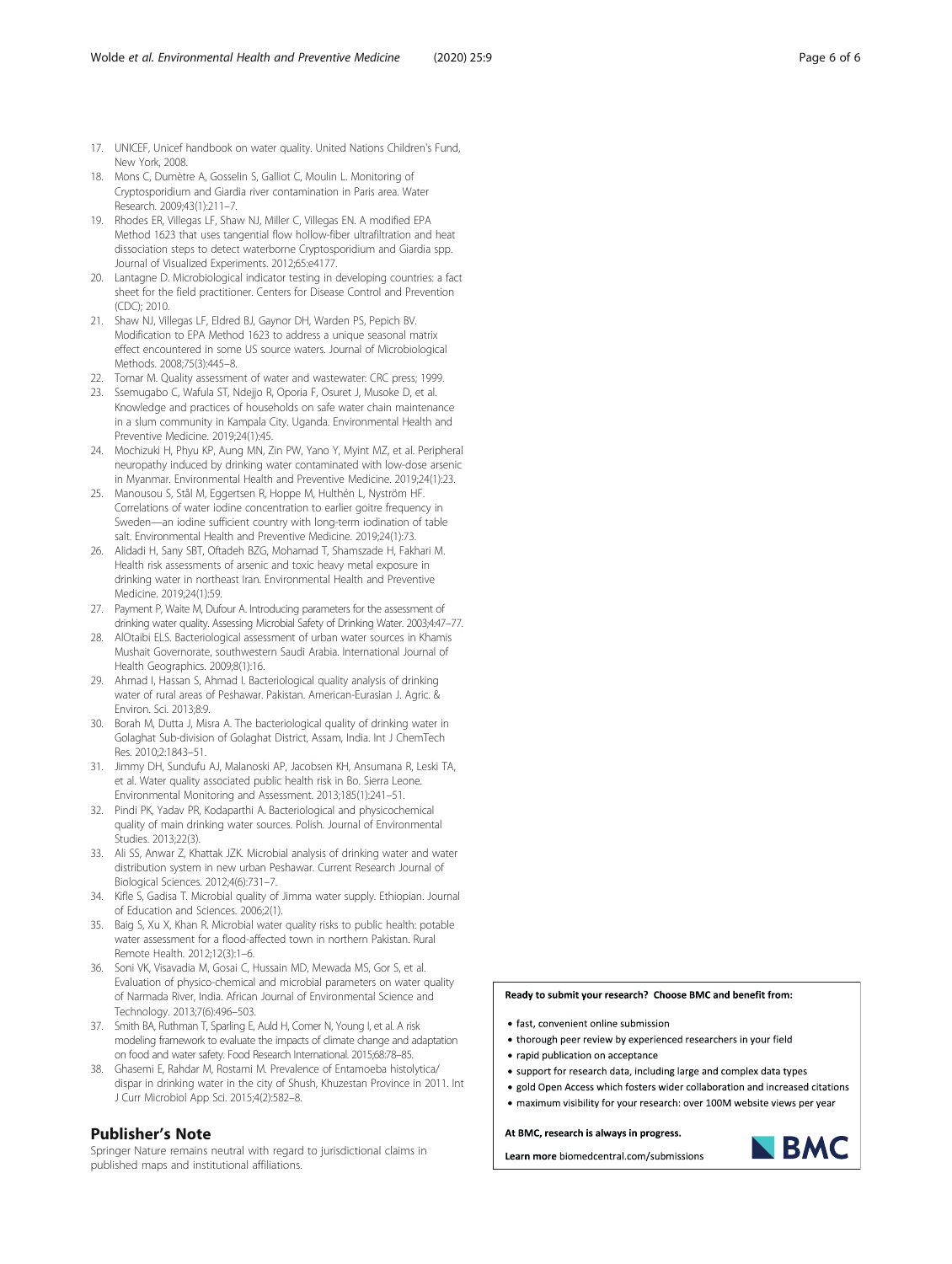17. UNICEF, Unicef handbook on water quality. United Nations Children's Fund, New York, 2008.
18. Mons C, Dumètre A, Gosselin S, Galliot C, Moulin L. Monitoring of Cryptosporidium and Giardia river contamination in Paris area. Water Research. 2009;43(1):211–7.
19. Rhodes ER, Villegas LF, Shaw NJ, Miller C, Villegas EN. A modified EPA Method 1623 that uses tangential flow hollow-fiber ultrafiltration and heat dissociation steps to detect waterborne Cryptosporidium and Giardia spp. Journal of Visualized Experiments. 2012;65:e4177.
20. Lantagne D. Microbiological indicator testing in developing countries: a fact sheet for the field practitioner. Centers for Disease Control and Prevention (CDC); 2010.
21. Shaw NJ, Villegas LF, Eldred BJ, Gaynor DH, Warden PS, Pepich BV. Modification to EPA Method 1623 to address a unique seasonal matrix effect encountered in some US source waters. Journal of Microbiological Methods. 2008;75(3):445–8.
22. Tomar M. Quality assessment of water and wastewater: CRC press; 1999.
23. Ssemugabo C, Wafula ST, Ndejjo R, Oporia F, Osuret J, Musoke D, et al. Knowledge and practices of households on safe water chain maintenance in a slum community in Kampala City. Uganda. Environmental Health and Preventive Medicine. 2019;24(1):45.
24. Mochizuki H, Phyu KP, Aung MN, Zin PW, Yano Y, Myint MZ, et al. Peripheral neuropathy induced by drinking water contaminated with low-dose arsenic in Myanmar. Environmental Health and Preventive Medicine. 2019;24(1):23.
25. Manousou S, Stål M, Eggertsen R, Hoppe M, Hulthén L, Nyström HF. Correlations of water iodine concentration to earlier goitre frequency in Sweden—an iodine sufficient country with long-term iodination of table salt. Environmental Health and Preventive Medicine. 2019;24(1):73.
26. Alidadi H, Sany SBT, Oftadeh BZG, Mohamad T, Shamszade H, Fakhari M. Health risk assessments of arsenic and toxic heavy metal exposure in drinking water in northeast Iran. Environmental Health and Preventive Medicine. 2019;24(1):59.
27. Payment P, Waite M, Dufour A. Introducing parameters for the assessment of drinking water quality. Assessing Microbial Safety of Drinking Water. 2003;4:47–77.
28. AlOtaibi ELS. Bacteriological assessment of urban water sources in Khamis Mushait Governorate, southwestern Saudi Arabia. International Journal of Health Geographics. 2009;8(1):16.
29. Ahmad I, Hassan S, Ahmad I. Bacteriological quality analysis of drinking water of rural areas of Peshawar. Pakistan. American-Eurasian J. Agric. & Environ. Sci. 2013;8:9.
30. Borah M, Dutta J, Misra A. The bacteriological quality of drinking water in Golaghat Sub-division of Golaghat District, Assam, India. Int J ChemTech Res. 2010;2:1843–51.
31. Jimmy DH, Sundufu AJ, Malanoski AP, Jacobsen KH, Ansumana R, Leski TA, et al. Water quality associated public health risk in Bo. Sierra Leone. Environmental Monitoring and Assessment. 2013;185(1):241–51.
32. Pindi PK, Yadav PR, Kodaparthi A. Bacteriological and physicochemical quality of main drinking water sources. Polish. Journal of Environmental Studies. 2013;22(3).
33. Ali SS, Anwar Z, Khattak JZK. Microbial analysis of drinking water and water distribution system in new urban Peshawar. Current Research Journal of Biological Sciences. 2012;4(6):731–7.
34. Kifle S, Gadisa T. Microbial quality of Jimma water supply. Ethiopian. Journal of Education and Sciences. 2006;2(1).
35. Baig S, Xu X, Khan R. Microbial water quality risks to public health: potable water assessment for a flood-affected town in northern Pakistan. Rural Remote Health. 2012;12(3):1–6.
36. Soni VK, Visavadia M, Gosai C, Hussain MD, Mewada MS, Gor S, et al. Evaluation of physico-chemical and microbial parameters on water quality of Narmada River, India. African Journal of Environmental Science and Technology. 2013;7(6):496–503.
37. Smith BA, Ruthman T, Sparling E, Auld H, Comer N, Young I, et al. A risk modeling framework to evaluate the impacts of climate change and adaptation on food and water safety. Food Research International. 2015;68:78–85.
38. Ghasemi E, Rahdar M, Rostami M. Prevalence of Entamoeba histolytica/dispar in drinking water in the city of Shush, Khuzestan Province in 2011. Int J Curr Microbiol App Sci. 2015;4(2):582–8.

## Publisher's Note

Springer Nature remains neutral with regard to jurisdictional claims in published maps and institutional affiliations.

**Ready to submit your research? Choose BMC and benefit from:**

- fast, convenient online submission
- thorough peer review by experienced researchers in your field
- rapid publication on acceptance
- support for research data, including large and complex data types
- gold Open Access which fosters wider collaboration and increased citations
- maximum visibility for your research: over 100M website views per year

**At BMC, research is always in progress.**

**Learn more** biomedcentral.com/submissions

BMC